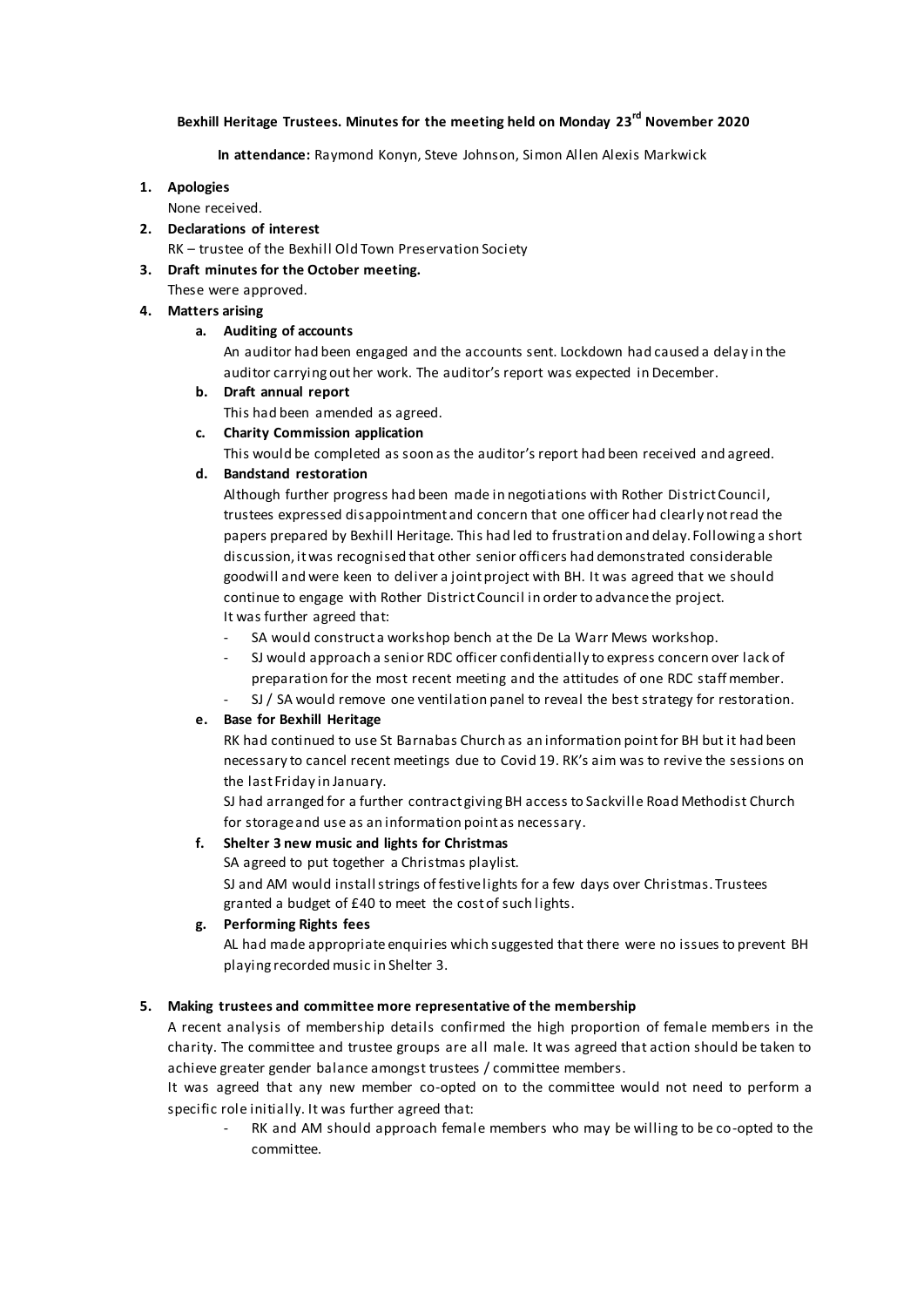**Bexhill Heritage Trustees. Minutes for the meeting held on Monday 23rd November 2020**

**In attendance:** Raymond Konyn, Steve Johnson, Simon Allen Alexis Markwick

1. **Apologies**
   None received.
2. **Declarations of interest**
   RK – trustee of the Bexhill Old Town Preservation Society
3. **Draft minutes for the October meeting.**
   These were approved.
4. **Matters arising**
   a. **Auditing of accounts**
      An auditor had been engaged and the accounts sent. Lockdown had caused a delay in the auditor carrying out her work. The auditor's report was expected in December.
   b. **Draft annual report**
      This had been amended as agreed.
   c. **Charity Commission application**
      This would be completed as soon as the auditor's report had been received and agreed.
   d. **Bandstand restoration**
      Although further progress had been made in negotiations with Rother District Council, trustees expressed disappointment and concern that one officer had clearly not read the papers prepared by Bexhill Heritage. This had led to frustration and delay. Following a short discussion, it was recognised that other senior officers had demonstrated considerable goodwill and were keen to deliver a joint project with BH. It was agreed that we should continue to engage with Rother District Council in order to advance the project.
      It was further agreed that:
      - SA would construct a workshop bench at the De La Warr Mews workshop.
      - SJ would approach a senior RDC officer confidentially to express concern over lack of preparation for the most recent meeting and the attitudes of one RDC staff member.
      - SJ / SA would remove one ventilation panel to reveal the best strategy for restoration.
   e. **Base for Bexhill Heritage**
      RK had continued to use St Barnabas Church as an information point for BH but it had been necessary to cancel recent meetings due to Covid 19. RK's aim was to revive the sessions on the last Friday in January.
      SJ had arranged for a further contract giving BH access to Sackville Road Methodist Church for storage and use as an information point as necessary.
   f. **Shelter 3 new music and lights for Christmas**
      SA agreed to put together a Christmas playlist.
      SJ and AM would install strings of festive lights for a few days over Christmas. Trustees granted a budget of £40 to meet the cost of such lights.
   g. **Performing Rights fees**
      AL had made appropriate enquiries which suggested that there were no issues to prevent BH playing recorded music in Shelter 3.

5. **Making trustees and committee more representative of the membership**

A recent analysis of membership details confirmed the high proportion of female members in the charity. The committee and trustee groups are all male. It was agreed that action should be taken to achieve greater gender balance amongst trustees / committee members.

It was agreed that any new member co-opted on to the committee would not need to perform a specific role initially. It was further agreed that:

- RK and AM should approach female members who may be willing to be co-opted to the committee.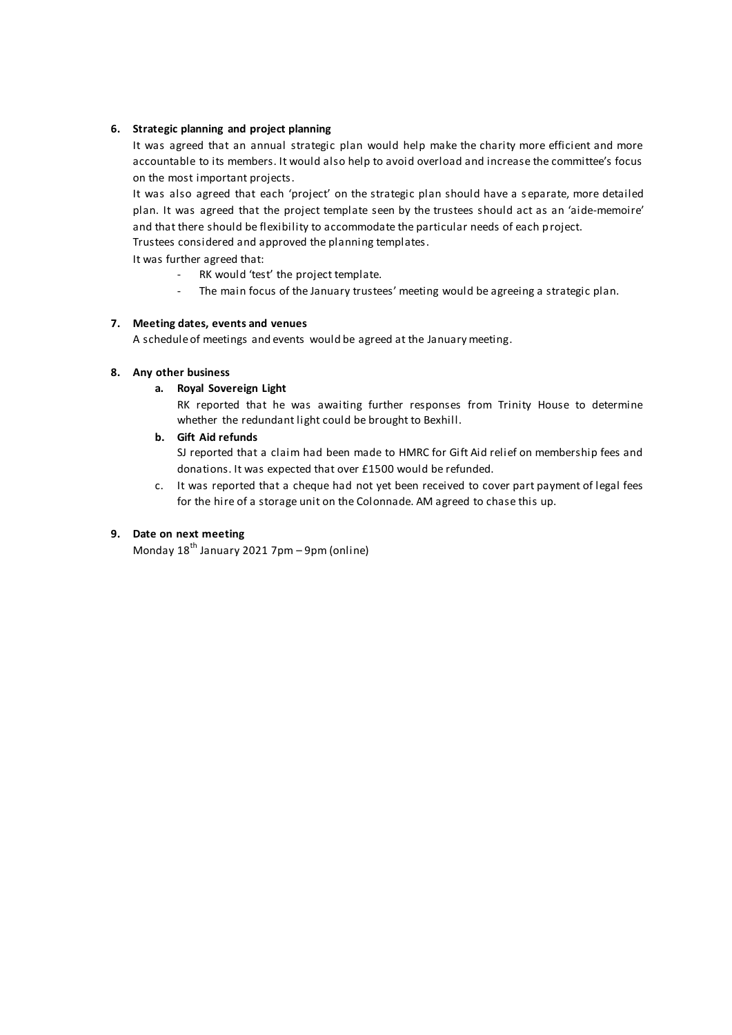**6. Strategic planning and project planning**

It was agreed that an annual strategic plan would help make the charity more efficient and more accountable to its members. It would also help to avoid overload and increase the committee's focus on the most important projects.

It was also agreed that each 'project' on the strategic plan should have a separate, more detailed plan. It was agreed that the project template seen by the trustees should act as an 'aide-memoire' and that there should be flexibility to accommodate the particular needs of each project.

Trustees considered and approved the planning templates.

It was further agreed that:

- RK would 'test' the project template.
- The main focus of the January trustees' meeting would be agreeing a strategic plan.

**7. Meeting dates, events and venues**

A schedule of meetings and events would be agreed at the January meeting.

**8. Any other business**

**a. Royal Sovereign Light**

RK reported that he was awaiting further responses from Trinity House to determine whether the redundant light could be brought to Bexhill.

**b. Gift Aid refunds**

SJ reported that a claim had been made to HMRC for Gift Aid relief on membership fees and donations. It was expected that over £1500 would be refunded.

c. It was reported that a cheque had not yet been received to cover part payment of legal fees for the hire of a storage unit on the Colonnade. AM agreed to chase this up.

**9. Date on next meeting**

Monday 18th January 2021 7pm – 9pm (online)